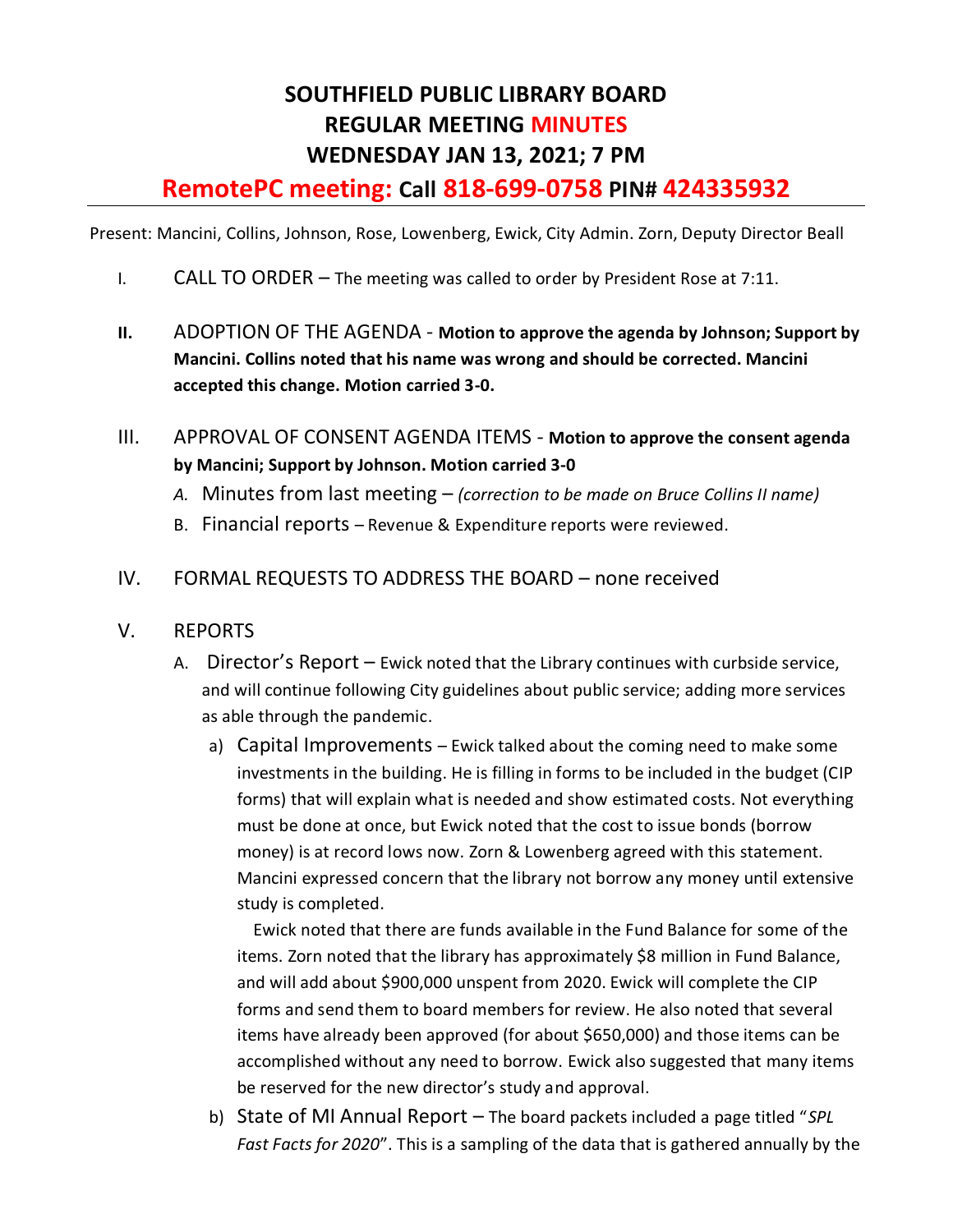# SOUTHFIELD PUBLIC LIBRARY BOARD
# REGULAR MEETING MINUTES
# WEDNESDAY JAN 13, 2021; 7 PM

## RemotePC meeting: Call 818-699-0758 PIN# 424335932

Present: Mancini, Collins, Johnson, Rose, Lowenberg, Ewick, City Admin. Zorn, Deputy Director Beall

I. CALL TO ORDER – The meeting was called to order by President Rose at 7:11.

II. ADOPTION OF THE AGENDA - **Motion to approve the agenda by Johnson; Support by Mancini. Collins noted that his name was wrong and should be corrected. Mancini accepted this change. Motion carried 3-0.**

III. APPROVAL OF CONSENT AGENDA ITEMS - **Motion to approve the consent agenda by Mancini; Support by Johnson. Motion carried 3-0**

   A. Minutes from last meeting – *(correction to be made on Bruce Collins II name)*

   B. Financial reports – Revenue & Expenditure reports were reviewed.

IV. FORMAL REQUESTS TO ADDRESS THE BOARD – none received

V. REPORTS

   A. Director's Report – Ewick noted that the Library continues with curbside service, and will continue following City guidelines about public service; adding more services as able through the pandemic.

      a) Capital Improvements – Ewick talked about the coming need to make some investments in the building. He is filling in forms to be included in the budget (CIP forms) that will explain what is needed and show estimated costs. Not everything must be done at once, but Ewick noted that the cost to issue bonds (borrow money) is at record lows now. Zorn & Lowenberg agreed with this statement. Mancini expressed concern that the library not borrow any money until extensive study is completed.

         Ewick noted that there are funds available in the Fund Balance for some of the items. Zorn noted that the library has approximately $8 million in Fund Balance, and will add about $900,000 unspent from 2020. Ewick will complete the CIP forms and send them to board members for review. He also noted that several items have already been approved (for about $650,000) and those items can be accomplished without any need to borrow. Ewick also suggested that many items be reserved for the new director's study and approval.

      b) State of MI Annual Report – The board packets included a page titled "*SPL Fast Facts for 2020*". This is a sampling of the data that is gathered annually by the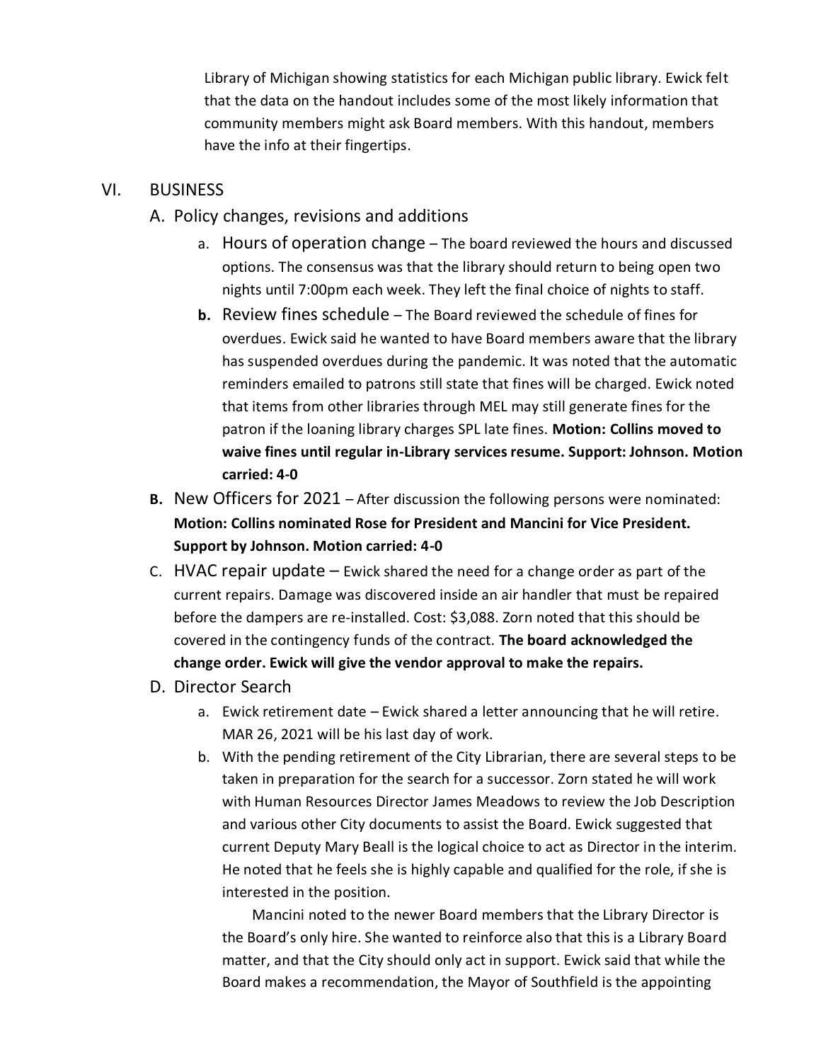Library of Michigan showing statistics for each Michigan public library. Ewick felt that the data on the handout includes some of the most likely information that community members might ask Board members. With this handout, members have the info at their fingertips.

## VI. BUSINESS

### A. Policy changes, revisions and additions

a. Hours of operation change – The board reviewed the hours and discussed options. The consensus was that the library should return to being open two nights until 7:00pm each week. They left the final choice of nights to staff.

**b.** Review fines schedule – The Board reviewed the schedule of fines for overdues. Ewick said he wanted to have Board members aware that the library has suspended overdues during the pandemic. It was noted that the automatic reminders emailed to patrons still state that fines will be charged. Ewick noted that items from other libraries through MEL may still generate fines for the patron if the loaning library charges SPL late fines. **Motion: Collins moved to waive fines until regular in-Library services resume. Support: Johnson. Motion carried: 4-0**

### **B.** New Officers for 2021

– After discussion the following persons were nominated: **Motion: Collins nominated Rose for President and Mancini for Vice President. Support by Johnson. Motion carried: 4-0**

### C. HVAC repair update

– Ewick shared the need for a change order as part of the current repairs. Damage was discovered inside an air handler that must be repaired before the dampers are re-installed. Cost: $3,088. Zorn noted that this should be covered in the contingency funds of the contract. **The board acknowledged the change order. Ewick will give the vendor approval to make the repairs.**

### D. Director Search

a. Ewick retirement date – Ewick shared a letter announcing that he will retire. MAR 26, 2021 will be his last day of work.

b. With the pending retirement of the City Librarian, there are several steps to be taken in preparation for the search for a successor. Zorn stated he will work with Human Resources Director James Meadows to review the Job Description and various other City documents to assist the Board. Ewick suggested that current Deputy Mary Beall is the logical choice to act as Director in the interim. He noted that he feels she is highly capable and qualified for the role, if she is interested in the position.

Mancini noted to the newer Board members that the Library Director is the Board's only hire. She wanted to reinforce also that this is a Library Board matter, and that the City should only act in support. Ewick said that while the Board makes a recommendation, the Mayor of Southfield is the appointing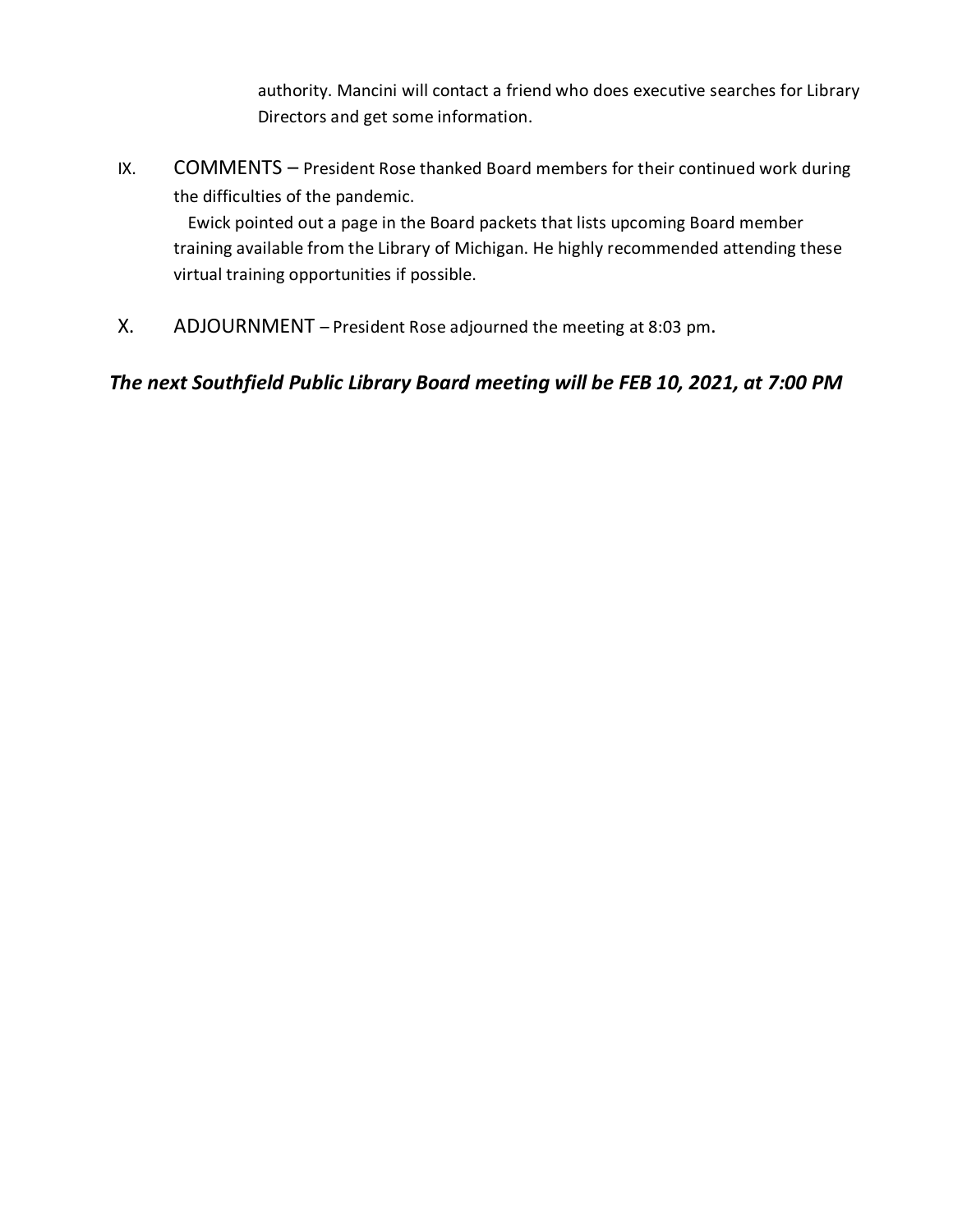authority. Mancini will contact a friend who does executive searches for Library Directors and get some information.

IX. COMMENTS – President Rose thanked Board members for their continued work during the difficulties of the pandemic.

Ewick pointed out a page in the Board packets that lists upcoming Board member training available from the Library of Michigan. He highly recommended attending these virtual training opportunities if possible.

X. ADJOURNMENT – President Rose adjourned the meeting at 8:03 pm.

***The next Southfield Public Library Board meeting will be FEB 10, 2021, at 7:00 PM***